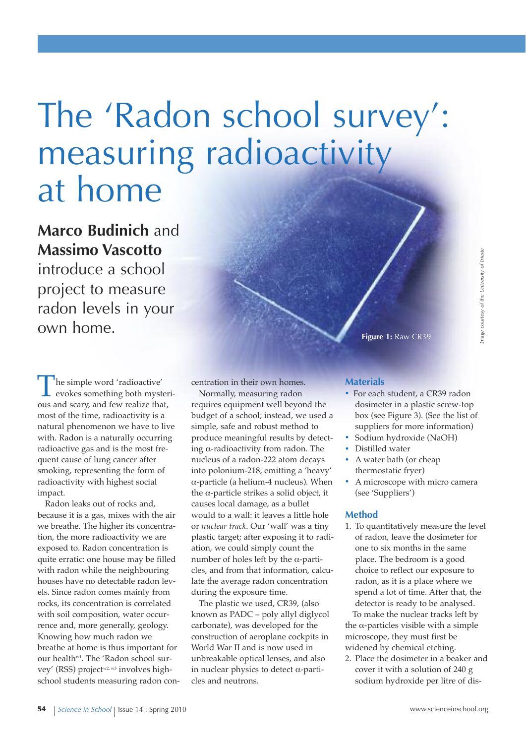# The 'Radon school survey': measuring radioactivity at home

**Marco Budinich** and **Massimo Vascotto** introduce a school project to measure radon levels in your own home.

Figure 1: Raw CR39

*Image courtesy of the University of Trieste*

The simple word 'radioactive' evokes something both mysterious and scary, and few realize that, most of the time, radioactivity is a natural phenomenon we have to live with. Radon is a naturally occurring radioactive gas and is the most frequent cause of lung cancer after smoking, representing the form of radioactivity with highest social impact.

Radon leaks out of rocks and, because it is a gas, mixes with the air we breathe. The higher its concentration, the more radioactivity we are exposed to. Radon concentration is quite erratic: one house may be filled with radon while the neighbouring houses have no detectable radon levels. Since radon comes mainly from rocks, its concentration is correlated with soil composition, water occurrence and, more generally, geology. Knowing how much radon we breathe at home is thus important for our health[w1]. The 'Radon school survey' (RSS) project[w2, w3] involves high-school students measuring radon concentration in their own homes.

Normally, measuring radon requires equipment well beyond the budget of a school; instead, we used a simple, safe and robust method to produce meaningful results by detecting α-radioactivity from radon. The nucleus of a radon-222 atom decays into polonium-218, emitting a 'heavy' α-particle (a helium-4 nucleus). When the α-particle strikes a solid object, it causes local damage, as a bullet would to a wall: it leaves a little hole or *nuclear track*. Our 'wall' was a tiny plastic target; after exposing it to radiation, we could simply count the number of holes left by the α-particles, and from that information, calculate the average radon concentration during the exposure time.

The plastic we used, CR39, (also known as PADC – poly allyl diglycol carbonate), was developed for the construction of aeroplane cockpits in World War II and is now used in unbreakable optical lenses, and also in nuclear physics to detect α-particles and neutrons.

### Materials

- For each student, a CR39 radon dosimeter in a plastic screw-top box (see Figure 3). (See the list of suppliers for more information)
- Sodium hydroxide (NaOH)
- Distilled water
- A water bath (or cheap thermostatic fryer)
- A microscope with micro camera (see 'Suppliers')

### Method

1. To quantitatively measure the level of radon, leave the dosimeter for one to six months in the same place. The bedroom is a good choice to reflect our exposure to radon, as it is a place where we spend a lot of time. After that, the detector is ready to be analysed.

To make the nuclear tracks left by the α-particles visible with a simple microscope, they must first be widened by chemical etching.

2. Place the dosimeter in a beaker and cover it with a solution of 240 g sodium hydroxide per litre of dis-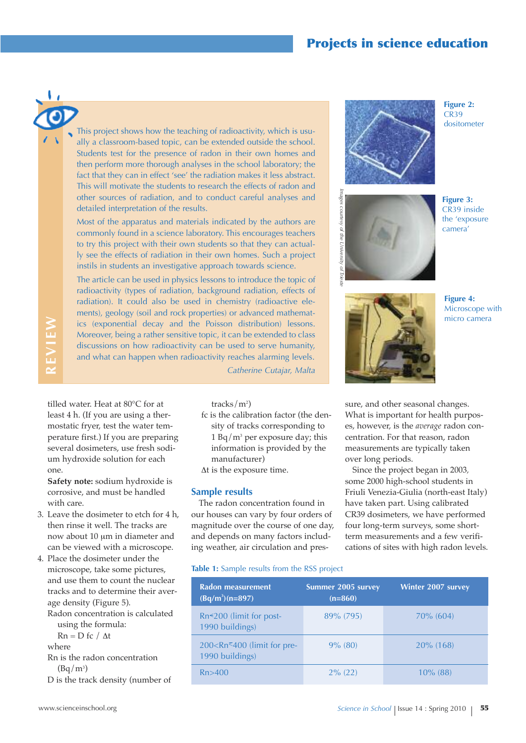## REVIEW

This project shows how the teaching of radioactivity, which is usually a classroom-based topic, can be extended outside the school. Students test for the presence of radon in their own homes and then perform more thorough analyses in the school laboratory; the fact that they can in effect 'see' the radiation makes it less abstract. This will motivate the students to research the effects of radon and other sources of radiation, and to conduct careful analyses and detailed interpretation of the results.

Most of the apparatus and materials indicated by the authors are commonly found in a science laboratory. This encourages teachers to try this project with their own students so that they can actually see the effects of radiation in their own homes. Such a project instils in students an investigative approach towards science.

The article can be used in physics lessons to introduce the topic of radioactivity (types of radiation, background radiation, effects of radiation). It could also be used in chemistry (radioactive elements), geology (soil and rock properties) or advanced mathematics (exponential decay and the Poisson distribution) lessons. Moreover, being a rather sensitive topic, it can be extended to class discussions on how radioactivity can be used to serve humanity, and what can happen when radioactivity reaches alarming levels.

*Catherine Cutajar, Malta*

Figure 2: CR39 dositometer

Figure 3: CR39 inside the 'exposure camera'

Figure 4: Microscope with micro camera

*Images courtesy of the University of Trieste*

tilled water. Heat at 80°C for at least 4 h. (If you are using a thermostatic fryer, test the water temperature first.) If you are preparing several dosimeters, use fresh sodium hydroxide solution for each one.

**Safety note:** sodium hydroxide is corrosive, and must be handled with care.

3. Leave the dosimeter to etch for 4 h, then rinse it well. The tracks are now about 10 µm in diameter and can be viewed with a microscope.
4. Place the dosimeter under the microscope, take some pictures, and use them to count the nuclear tracks and to determine their average density (Figure 5).

   Radon concentration is calculated using the formula:

   $Rn = D\ fc\ /\ \Delta t$

   where

   Rn is the radon concentration ($Bq/m^3$)

   D is the track density (number of tracks/$m^2$)

   fc is the calibration factor (the density of tracks corresponding to 1 $Bq/m^3$ per exposure day; this information is provided by the manufacturer)

   $\Delta t$ is the exposure time.

### Sample results

The radon concentration found in our houses can vary by four orders of magnitude over the course of one day, and depends on many factors including weather, air circulation and pressure, and other seasonal changes. What is important for health purposes, however, is the *average* radon concentration. For that reason, radon measurements are typically taken over long periods.

Since the project began in 2003, some 2000 high-school students in Friuli Venezia-Giulia (north-east Italy) have taken part. Using calibrated CR39 dosimeters, we have performed four long-term surveys, some short-term measurements and a few verifications of sites with high radon levels.

**Table 1:** Sample results from the RSS project

| Radon measurement ($Bq/m^3$)(n=897) | Summer 2005 survey (n=860) | Winter 2007 survey |
|---|---|---|
| Rn<200 (limit for post-1990 buildings) | 89% (795) | 70% (604) |
| 200<Rn<400 (limit for pre-1990 buildings) | 9% (80) | 20% (168) |
| Rn>400 | 2% (22) | 10% (88) |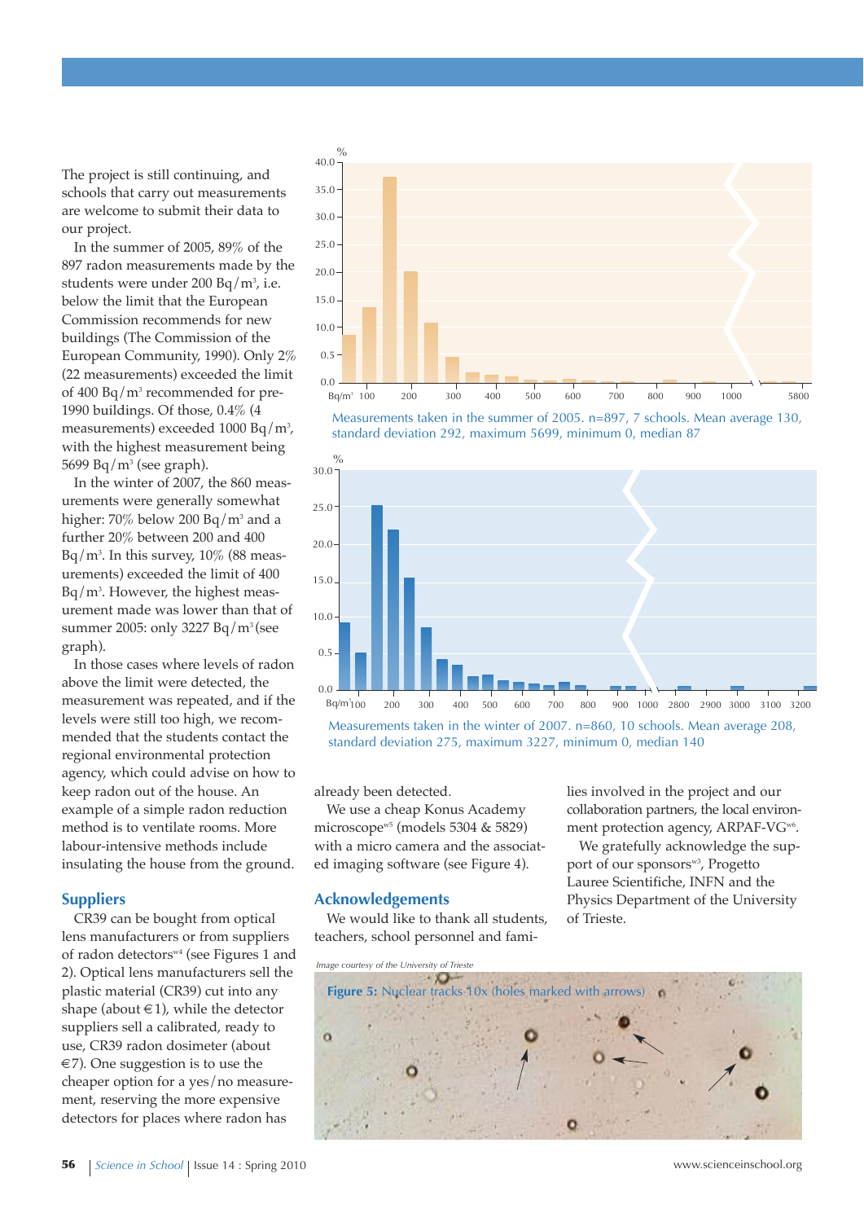The project is still continuing, and schools that carry out measurements are welcome to submit their data to our project.

In the summer of 2005, 89% of the 897 radon measurements made by the students were under 200 Bq/m³, i.e. below the limit that the European Commission recommends for new buildings (The Commission of the European Community, 1990). Only 2% (22 measurements) exceeded the limit of 400 Bq/m³ recommended for pre-1990 buildings. Of those, 0.4% (4 measurements) exceeded 1000 Bq/m³, with the highest measurement being 5699 Bq/m³ (see graph).

In the winter of 2007, the 860 measurements were generally somewhat higher: 70% below 200 Bq/m³ and a further 20% between 200 and 400 Bq/m³. In this survey, 10% (88 measurements) exceeded the limit of 400 Bq/m³. However, the highest measurement made was lower than that of summer 2005: only 3227 Bq/m³ (see graph).

In those cases where levels of radon above the limit were detected, the measurement was repeated, and if the levels were still too high, we recommended that the students contact the regional environmental protection agency, which could advise on how to keep radon out of the house. An example of a simple radon reduction method is to ventilate rooms. More labour-intensive methods include insulating the house from the ground.

Measurements taken in the summer of 2005. n=897, 7 schools. Mean average 130, standard deviation 292, maximum 5699, minimum 0, median 87

Measurements taken in the winter of 2007. n=860, 10 schools. Mean average 208, standard deviation 275, maximum 3227, minimum 0, median 140

## Suppliers

CR39 can be bought from optical lens manufacturers or from suppliers of radon detectors[w4] (see Figures 1 and 2). Optical lens manufacturers sell the plastic material (CR39) cut into any shape (about €1), while the detector suppliers sell a calibrated, ready to use, CR39 radon dosimeter (about €7). One suggestion is to use the cheaper option for a yes/no measurement, reserving the more expensive detectors for places where radon has already been detected.

We use a cheap Konus Academy microscope[w5] (models 5304 & 5829) with a micro camera and the associated imaging software (see Figure 4).

## Acknowledgements

We would like to thank all students, teachers, school personnel and families involved in the project and our collaboration partners, the local environment protection agency, ARPAF-VG[w6].

We gratefully acknowledge the support of our sponsors[w3], Progetto Lauree Scientifiche, INFN and the Physics Department of the University of Trieste.

*Image courtesy of the University of Trieste*

**Figure 5:** Nuclear tracks 10x (holes marked with arrows)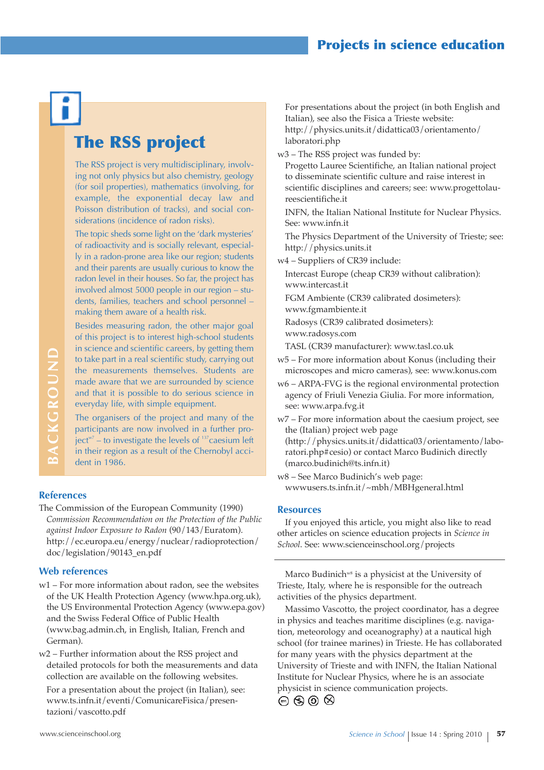# The RSS project

The RSS project is very multidisciplinary, involving not only physics but also chemistry, geology (for soil properties), mathematics (involving, for example, the exponential decay law and Poisson distribution of tracks), and social considerations (incidence of radon risks).

The topic sheds some light on the 'dark mysteries' of radioactivity and is socially relevant, especially in a radon-prone area like our region; students and their parents are usually curious to know the radon level in their houses. So far, the project has involved almost 5000 people in our region – students, families, teachers and school personnel – making them aware of a health risk.

Besides measuring radon, the other major goal of this project is to interest high-school students in science and scientific careers, by getting them to take part in a real scientific study, carrying out the measurements themselves. Students are made aware that we are surrounded by science and that it is possible to do serious science in everyday life, with simple equipment.

The organisers of the project and many of the participants are now involved in a further project[w7] – to investigate the levels of $^{137}$caesium left in their region as a result of the Chernobyl accident in 1986.

BACKGROUND

## References

The Commission of the European Community (1990) *Commission Recommendation on the Protection of the Public against Indoor Exposure to Radon* (90/143/Euratom). http://ec.europa.eu/energy/nuclear/radioprotection/doc/legislation/90143_en.pdf

## Web references

w1 – For more information about radon, see the websites of the UK Health Protection Agency (www.hpa.org.uk), the US Environmental Protection Agency (www.epa.gov) and the Swiss Federal Office of Public Health (www.bag.admin.ch, in English, Italian, French and German).

w2 – Further information about the RSS project and detailed protocols for both the measurements and data collection are available on the following websites.

For a presentation about the project (in Italian), see: www.ts.infn.it/eventi/ComunicareFisica/presentazioni/vascotto.pdf

For presentations about the project (in both English and Italian), see also the Fisica a Trieste website: http://physics.units.it/didattica03/orientamento/laboratori.php

w3 – The RSS project was funded by:

Progetto Lauree Scientifiche, an Italian national project to disseminate scientific culture and raise interest in scientific disciplines and careers; see: www.progettolaureescientifiche.it

INFN, the Italian National Institute for Nuclear Physics. See: www.infn.it

The Physics Department of the University of Trieste; see: http://physics.units.it

w4 – Suppliers of CR39 include:

Intercast Europe (cheap CR39 without calibration): www.intercast.it

FGM Ambiente (CR39 calibrated dosimeters): www.fgmambiente.it

Radosys (CR39 calibrated dosimeters): www.radosys.com

TASL (CR39 manufacturer): www.tasl.co.uk

w5 – For more information about Konus (including their microscopes and micro cameras), see: www.konus.com

w6 – ARPA-FVG is the regional environmental protection agency of Friuli Venezia Giulia. For more information, see: www.arpa.fvg.it

w7 – For more information about the caesium project, see the (Italian) project web page (http://physics.units.it/didattica03/orientamento/laboratori.php#cesio) or contact Marco Budinich directly (marco.budinich@ts.infn.it)

w8 – See Marco Budinich's web page: wwwusers.ts.infn.it/~mbh/MBHgeneral.html

## Resources

If you enjoyed this article, you might also like to read other articles on science education projects in *Science in School*. See: www.scienceinschool.org/projects

Marco Budinich[w8] is a physicist at the University of Trieste, Italy, where he is responsible for the outreach activities of the physics department.

Massimo Vascotto, the project coordinator, has a degree in physics and teaches maritime disciplines (e.g. navigation, meteorology and oceanography) at a nautical high school (for trainee marines) in Trieste. He has collaborated for many years with the physics department at the University of Trieste and with INFN, the Italian National Institute for Nuclear Physics, where he is an associate physicist in science communication projects.